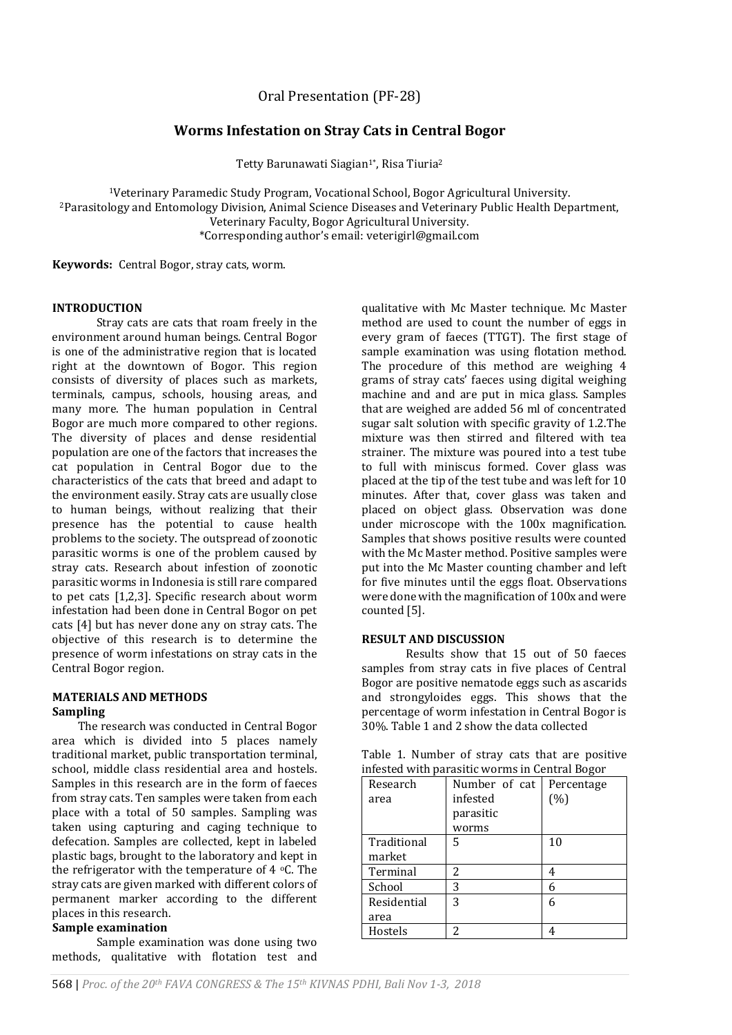Oral Presentation (PF-28)

# Worms Infestation on Stray Cats in Central Bogor

Tetty Barunawati Siagian[1*], Risa Tiuria[2]

[1]Veterinary Paramedic Study Program, Vocational School, Bogor Agricultural University.
[2]Parasitology and Entomology Division, Animal Science Diseases and Veterinary Public Health Department, Veterinary Faculty, Bogor Agricultural University.
*Corresponding author's email: veterigirl@gmail.com

**Keywords:** Central Bogor, stray cats, worm.

## INTRODUCTION

Stray cats are cats that roam freely in the environment around human beings. Central Bogor is one of the administrative region that is located right at the downtown of Bogor. This region consists of diversity of places such as markets, terminals, campus, schools, housing areas, and many more. The human population in Central Bogor are much more compared to other regions. The diversity of places and dense residential population are one of the factors that increases the cat population in Central Bogor due to the characteristics of the cats that breed and adapt to the environment easily. Stray cats are usually close to human beings, without realizing that their presence has the potential to cause health problems to the society. The outspread of zoonotic parasitic worms is one of the problem caused by stray cats. Research about infestion of zoonotic parasitic worms in Indonesia is still rare compared to pet cats [1,2,3]. Specific research about worm infestation had been done in Central Bogor on pet cats [4] but has never done any on stray cats. The objective of this research is to determine the presence of worm infestations on stray cats in the Central Bogor region.

## MATERIALS AND METHODS

### Sampling

The research was conducted in Central Bogor area which is divided into 5 places namely traditional market, public transportation terminal, school, middle class residential area and hostels. Samples in this research are in the form of faeces from stray cats. Ten samples were taken from each place with a total of 50 samples. Sampling was taken using capturing and caging technique to defecation. Samples are collected, kept in labeled plastic bags, brought to the laboratory and kept in the refrigerator with the temperature of 4 $^{o}$C. The stray cats are given marked with different colors of permanent marker according to the different places in this research.

### Sample examination

Sample examination was done using two methods, qualitative with flotation test and qualitative with Mc Master technique. Mc Master method are used to count the number of eggs in every gram of faeces (TTGT). The first stage of sample examination was using flotation method. The procedure of this method are weighing 4 grams of stray cats' faeces using digital weighing machine and and are put in mica glass. Samples that are weighed are added 56 ml of concentrated sugar salt solution with specific gravity of 1.2.The mixture was then stirred and filtered with tea strainer. The mixture was poured into a test tube to full with miniscus formed. Cover glass was placed at the tip of the test tube and was left for 10 minutes. After that, cover glass was taken and placed on object glass. Observation was done under microscope with the 100x magnification. Samples that shows positive results were counted with the Mc Master method. Positive samples were put into the Mc Master counting chamber and left for five minutes until the eggs float. Observations were done with the magnification of 100x and were counted [5].

## RESULT AND DISCUSSION

Results show that 15 out of 50 faeces samples from stray cats in five places of Central Bogor are positive nematode eggs such as ascarids and strongyloides eggs. This shows that the percentage of worm infestation in Central Bogor is 30%. Table 1 and 2 show the data collected

Table 1. Number of stray cats that are positive infested with parasitic worms in Central Bogor

| Research area | Number of cat infested parasitic worms | Percentage (%) |
|---|---|---|
| Traditional market | 5 | 10 |
| Terminal | 2 | 4 |
| School | 3 | 6 |
| Residential area | 3 | 6 |
| Hostels | 2 | 4 |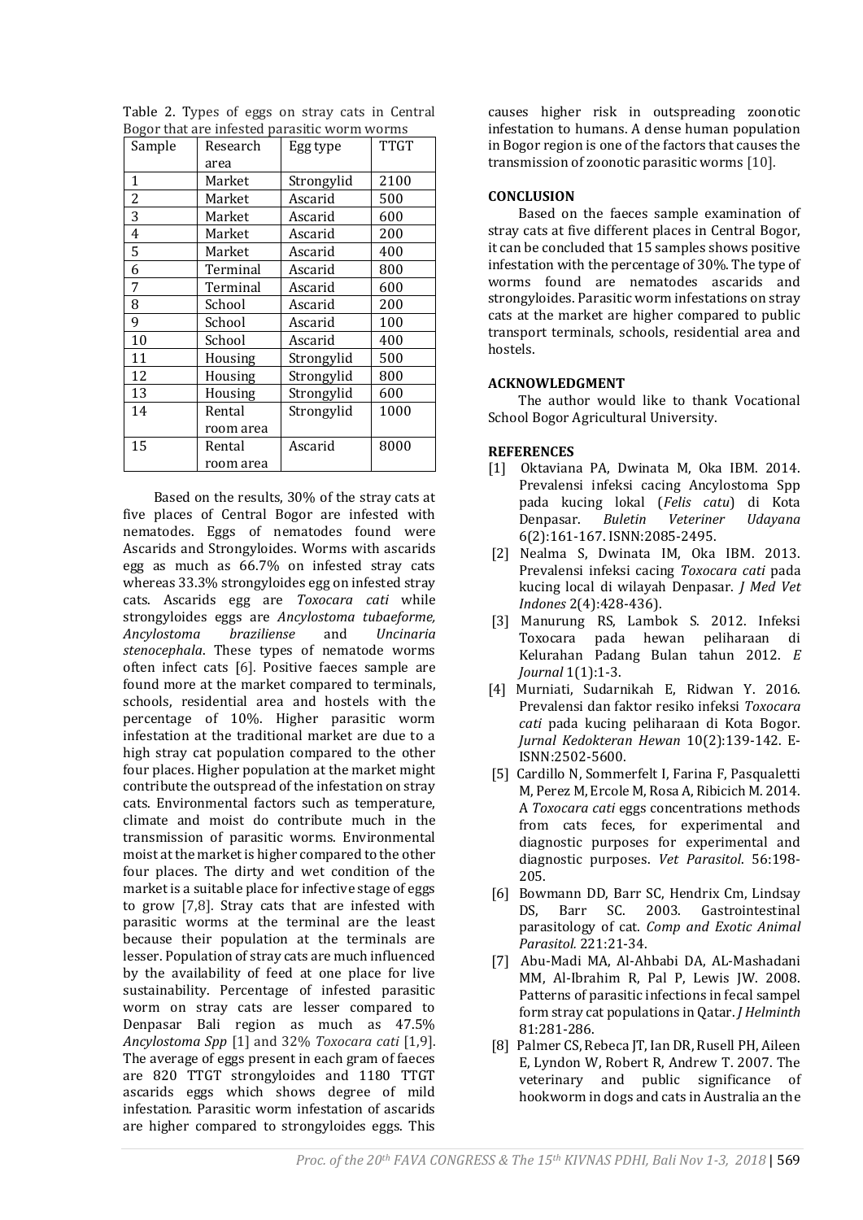Table 2. Types of eggs on stray cats in Central Bogor that are infested parasitic worm worms

| Sample | Research area | Egg type | TTGT |
|---|---|---|---|
| 1 | Market | Strongylid | 2100 |
| 2 | Market | Ascarid | 500 |
| 3 | Market | Ascarid | 600 |
| 4 | Market | Ascarid | 200 |
| 5 | Market | Ascarid | 400 |
| 6 | Terminal | Ascarid | 800 |
| 7 | Terminal | Ascarid | 600 |
| 8 | School | Ascarid | 200 |
| 9 | School | Ascarid | 100 |
| 10 | School | Ascarid | 400 |
| 11 | Housing | Strongylid | 500 |
| 12 | Housing | Strongylid | 800 |
| 13 | Housing | Strongylid | 600 |
| 14 | Rental room area | Strongylid | 1000 |
| 15 | Rental room area | Ascarid | 8000 |

Based on the results, 30% of the stray cats at five places of Central Bogor are infested with nematodes. Eggs of nematodes found were Ascarids and Strongyloides. Worms with ascarids egg as much as 66.7% on infested stray cats whereas 33.3% strongyloides egg on infested stray cats. Ascarids egg are *Toxocara cati* while strongyloides eggs are *Ancylostoma tubaeforme, Ancylostoma braziliense* and *Uncinaria stenocephala*. These types of nematode worms often infect cats [6]. Positive faeces sample are found more at the market compared to terminals, schools, residential area and hostels with the percentage of 10%. Higher parasitic worm infestation at the traditional market are due to a high stray cat population compared to the other four places. Higher population at the market might contribute the outspread of the infestation on stray cats. Environmental factors such as temperature, climate and moist do contribute much in the transmission of parasitic worms. Environmental moist at the market is higher compared to the other four places. The dirty and wet condition of the market is a suitable place for infective stage of eggs to grow [7,8]. Stray cats that are infested with parasitic worms at the terminal are the least because their population at the terminals are lesser. Population of stray cats are much influenced by the availability of feed at one place for live sustainability. Percentage of infested parasitic worm on stray cats are lesser compared to Denpasar Bali region as much as 47.5% *Ancylostoma Spp* [1] and 32% *Toxocara cati* [1,9]. The average of eggs present in each gram of faeces are 820 TTGT strongyloides and 1180 TTGT ascarids eggs which shows degree of mild infestation. Parasitic worm infestation of ascarids are higher compared to strongyloides eggs. This causes higher risk in outspreading zoonotic infestation to humans. A dense human population in Bogor region is one of the factors that causes the transmission of zoonotic parasitic worms [10].

## CONCLUSION

Based on the faeces sample examination of stray cats at five different places in Central Bogor, it can be concluded that 15 samples shows positive infestation with the percentage of 30%. The type of worms found are nematodes ascarids and strongyloides. Parasitic worm infestations on stray cats at the market are higher compared to public transport terminals, schools, residential area and hostels.

## ACKNOWLEDGMENT

The author would like to thank Vocational School Bogor Agricultural University.

## REFERENCES

[1] Oktaviana PA, Dwinata M, Oka IBM. 2014. Prevalensi infeksi cacing Ancylostoma Spp pada kucing lokal (*Felis catu*) di Kota Denpasar. *Buletin Veteriner Udayana* 6(2):161-167. ISNN:2085-2495.

[2] Nealma S, Dwinata IM, Oka IBM. 2013. Prevalensi infeksi cacing *Toxocara cati* pada kucing local di wilayah Denpasar. *J Med Vet Indones* 2(4):428-436).

[3] Manurung RS, Lambok S. 2012. Infeksi Toxocara pada hewan peliharaan di Kelurahan Padang Bulan tahun 2012. *E Journal* 1(1):1-3.

[4] Murniati, Sudarnikah E, Ridwan Y. 2016. Prevalensi dan faktor resiko infeksi *Toxocara cati* pada kucing peliharaan di Kota Bogor. *Jurnal Kedokteran Hewan* 10(2):139-142. E-ISSN:2502-5600.

[5] Cardillo N, Sommerfelt I, Farina F, Pasqualetti M, Perez M, Ercole M, Rosa A, Ribicich M. 2014. A *Toxocara cati* eggs concentrations methods from cats feces, for experimental and diagnostic purposes for experimental and diagnostic purposes. *Vet Parasitol*. 56:198-205.

[6] Bowmann DD, Barr SC, Hendrix Cm, Lindsay DS, Barr SC. 2003. Gastrointestinal parasitology of cat. *Comp and Exotic Animal Parasitol.* 221:21-34.

[7] Abu-Madi MA, Al-Ahbabi DA, AL-Mashadani MM, Al-Ibrahim R, Pal P, Lewis JW. 2008. Patterns of parasitic infections in fecal sampel form stray cat populations in Qatar. *J Helminth* 81:281-286.

[8] Palmer CS, Rebeca JT, Ian DR, Rusell PH, Aileen E, Lyndon W, Robert R, Andrew T. 2007. The veterinary and public significance of hookworm in dogs and cats in Australia an the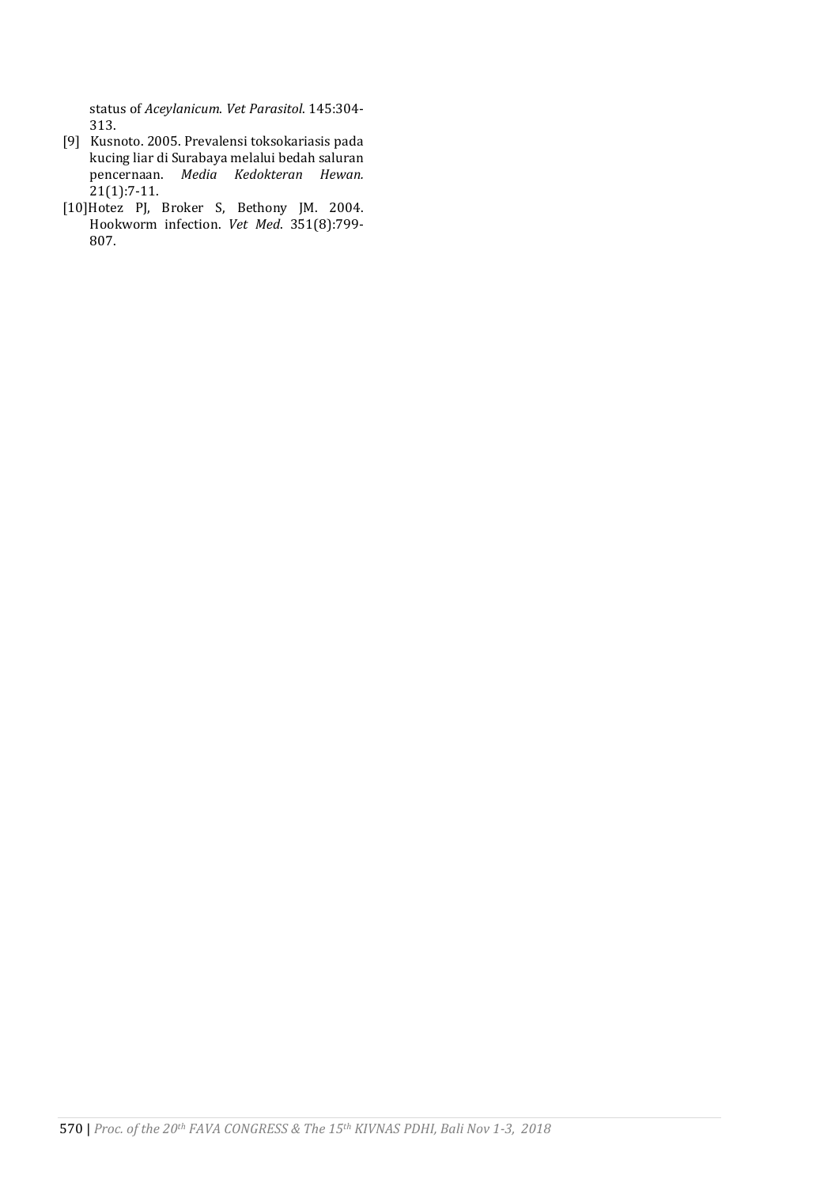status of *Aceylanicum*. *Vet Parasitol*. 145:304-313.

[9] Kusnoto. 2005. Prevalensi toksokariasis pada kucing liar di Surabaya melalui bedah saluran pencernaan. *Media Kedokteran Hewan.* 21(1):7-11.

[10] Hotez PJ, Broker S, Bethony JM. 2004. Hookworm infection. *Vet Med*. 351(8):799-807.